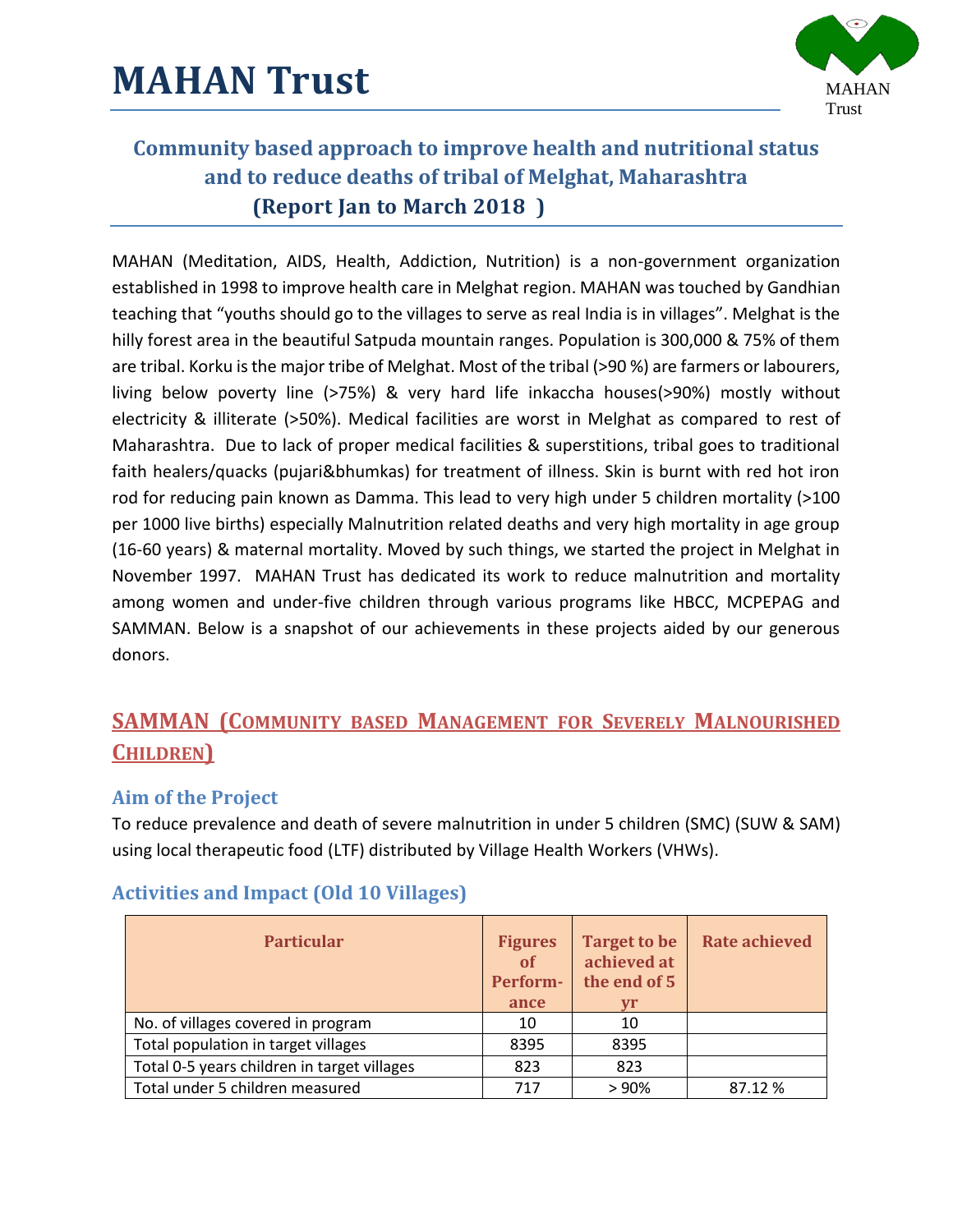# MAHAN Trust

MAHAN Trust

## Community based approach to improve health and nutritional status and to reduce deaths of tribal of Melghat, Maharashtra (Report Jan to March 2018 )

MAHAN (Meditation, AIDS, Health, Addiction, Nutrition) is a non-government organization established in 1998 to improve health care in Melghat region. MAHAN was touched by Gandhian teaching that "youths should go to the villages to serve as real India is in villages". Melghat is the hilly forest area in the beautiful Satpuda mountain ranges. Population is 300,000 & 75% of them are tribal. Korku is the major tribe of Melghat. Most of the tribal (>90 %) are farmers or labourers, living below poverty line (>75%) & very hard life inkaccha houses(>90%) mostly without electricity & illiterate (>50%). Medical facilities are worst in Melghat as compared to rest of Maharashtra. Due to lack of proper medical facilities & superstitions, tribal goes to traditional faith healers/quacks (pujari&bhumkas) for treatment of illness. Skin is burnt with red hot iron rod for reducing pain known as Damma. This lead to very high under 5 children mortality (>100 per 1000 live births) especially Malnutrition related deaths and very high mortality in age group (16-60 years) & maternal mortality. Moved by such things, we started the project in Melghat in November 1997. MAHAN Trust has dedicated its work to reduce malnutrition and mortality among women and under-five children through various programs like HBCC, MCPEPAG and SAMMAN. Below is a snapshot of our achievements in these projects aided by our generous donors.

## SAMMAN (Community based Management for Severely Malnourished Children)

### Aim of the Project

To reduce prevalence and death of severe malnutrition in under 5 children (SMC) (SUW & SAM) using local therapeutic food (LTF) distributed by Village Health Workers (VHWs).

### Activities and Impact (Old 10 Villages)

| Particular | Figures of Perform-ance | Target to be achieved at the end of 5 yr | Rate achieved |
|---|---|---|---|
| No. of villages covered in program | 10 | 10 | |
| Total population in target villages | 8395 | 8395 | |
| Total 0-5 years children in target villages | 823 | 823 | |
| Total under 5 children measured | 717 | > 90% | 87.12 % |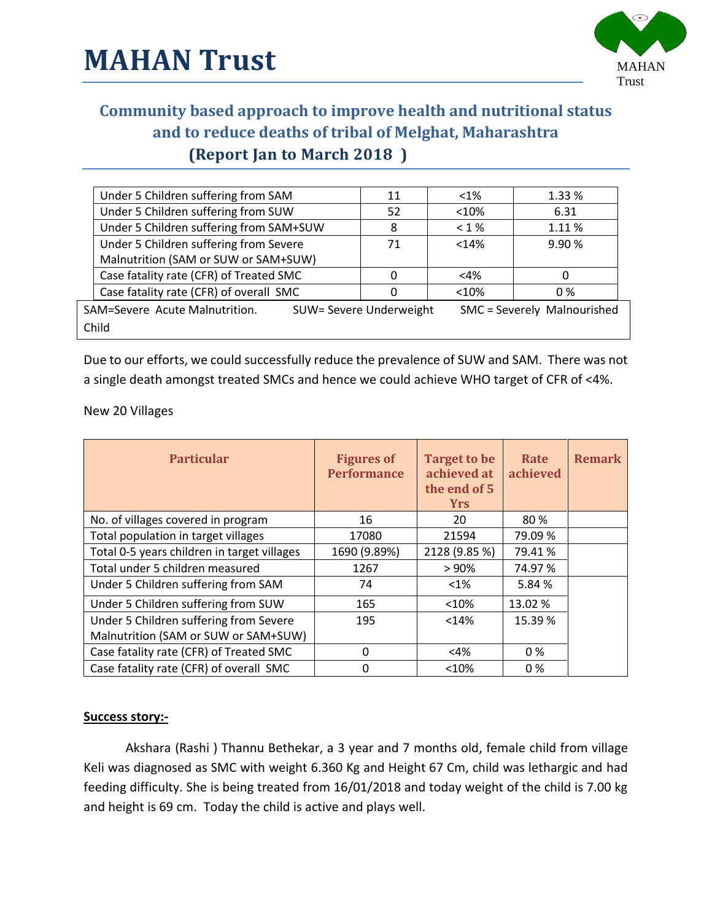# MAHAN Trust

## Community based approach to improve health and nutritional status and to reduce deaths of tribal of Melghat, Maharashtra (Report Jan to March 2018 )

| | | | |
|---|---|---|---|
| Under 5 Children suffering from SAM | 11 | <1% | 1.33 % |
| Under 5 Children suffering from SUW | 52 | <10% | 6.31 |
| Under 5 Children suffering from SAM+SUW | 8 | < 1 % | 1.11 % |
| Under 5 Children suffering from Severe Malnutrition (SAM or SUW or SAM+SUW) | 71 | <14% | 9.90 % |
| Case fatality rate (CFR) of Treated SMC | 0 | <4% | 0 |
| Case fatality rate (CFR) of overall SMC | 0 | <10% | 0 % |

SAM=Severe Acute Malnutrition. SUW= Severe Underweight SMC = Severely Malnourished Child

Due to our efforts, we could successfully reduce the prevalence of SUW and SAM. There was not a single death amongst treated SMCs and hence we could achieve WHO target of CFR of <4%.

New 20 Villages

| Particular | Figures of Performance | Target to be achieved at the end of 5 Yrs | Rate achieved | Remark |
|---|---|---|---|---|
| No. of villages covered in program | 16 | 20 | 80 % | |
| Total population in target villages | 17080 | 21594 | 79.09 % | |
| Total 0-5 years children in target villages | 1690 (9.89%) | 2128 (9.85 %) | 79.41 % | |
| Total under 5 children measured | 1267 | > 90% | 74.97 % | |
| Under 5 Children suffering from SAM | 74 | <1% | 5.84 % | |
| Under 5 Children suffering from SUW | 165 | <10% | 13.02 % | |
| Under 5 Children suffering from Severe Malnutrition (SAM or SUW or SAM+SUW) | 195 | <14% | 15.39 % | |
| Case fatality rate (CFR) of Treated SMC | 0 | <4% | 0 % | |
| Case fatality rate (CFR) of overall SMC | 0 | <10% | 0 % | |

**Success story:-**

Akshara (Rashi ) Thannu Bethekar, a 3 year and 7 months old, female child from village Keli was diagnosed as SMC with weight 6.360 Kg and Height 67 Cm, child was lethargic and had feeding difficulty. She is being treated from 16/01/2018 and today weight of the child is 7.00 kg and height is 69 cm. Today the child is active and plays well.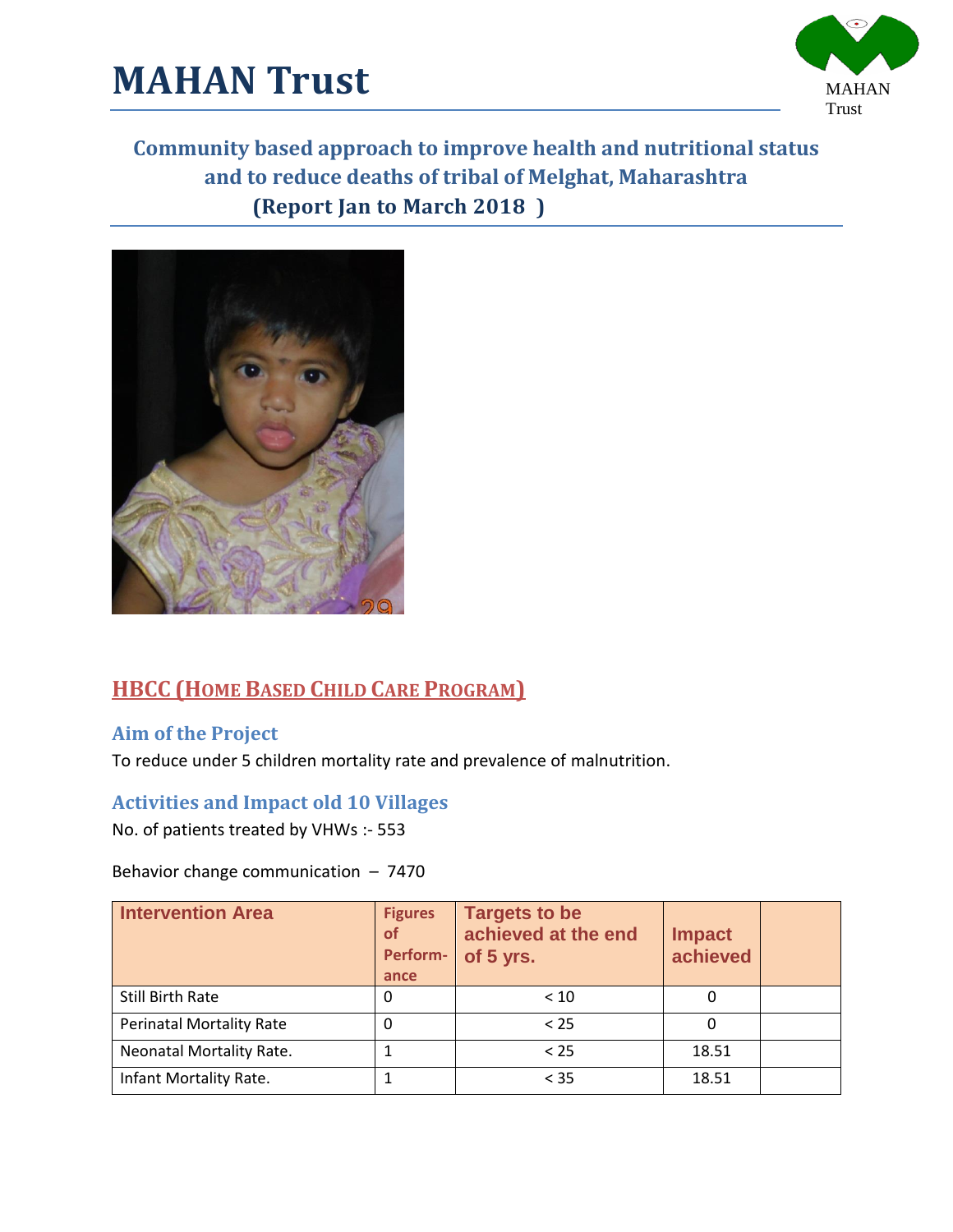# MAHAN Trust

MAHAN Trust

## Community based approach to improve health and nutritional status and to reduce deaths of tribal of Melghat, Maharashtra (Report Jan to March 2018 )

## HBCC (Home Based Child Care Program)

### Aim of the Project

To reduce under 5 children mortality rate and prevalence of malnutrition.

### Activities and Impact old 10 Villages

No. of patients treated by VHWs :- 553

Behavior change communication – 7470

| Intervention Area | Figures of Perform-ance | Targets to be achieved at the end of 5 yrs. | Impact achieved | |
|---|---|---|---|---|
| Still Birth Rate | 0 | < 10 | 0 | |
| Perinatal Mortality Rate | 0 | < 25 | 0 | |
| Neonatal Mortality Rate. | 1 | < 25 | 18.51 | |
| Infant Mortality Rate. | 1 | < 35 | 18.51 | |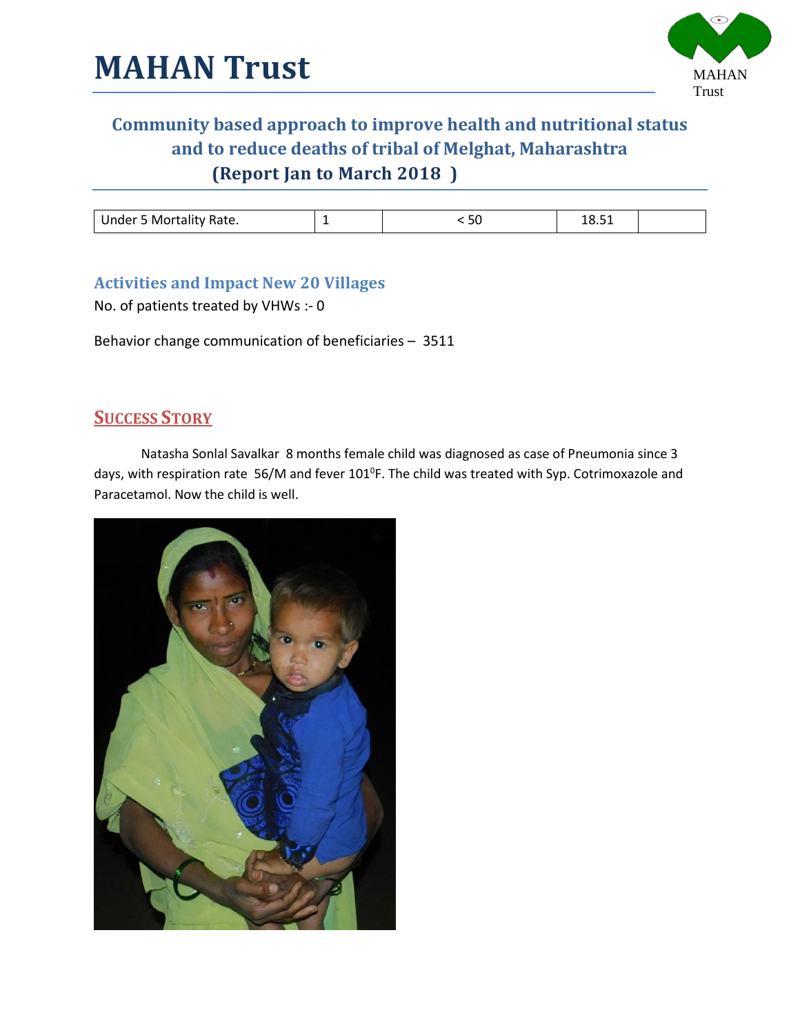# MAHAN Trust

## Community based approach to improve health and nutritional status and to reduce deaths of tribal of Melghat, Maharashtra
## (Report Jan to March 2018 )

| | | | | |
|---|---|---|---|---|
| Under 5 Mortality Rate. | 1 | < 50 | 18.51 | |

### Activities and Impact New 20 Villages

No. of patients treated by VHWs :- 0

Behavior change communication of beneficiaries – 3511

### SUCCESS STORY

Natasha Sonlal Savalkar 8 months female child was diagnosed as case of Pneumonia since 3 days, with respiration rate 56/M and fever 101$^{0}$F. The child was treated with Syp. Cotrimoxazole and Paracetamol. Now the child is well.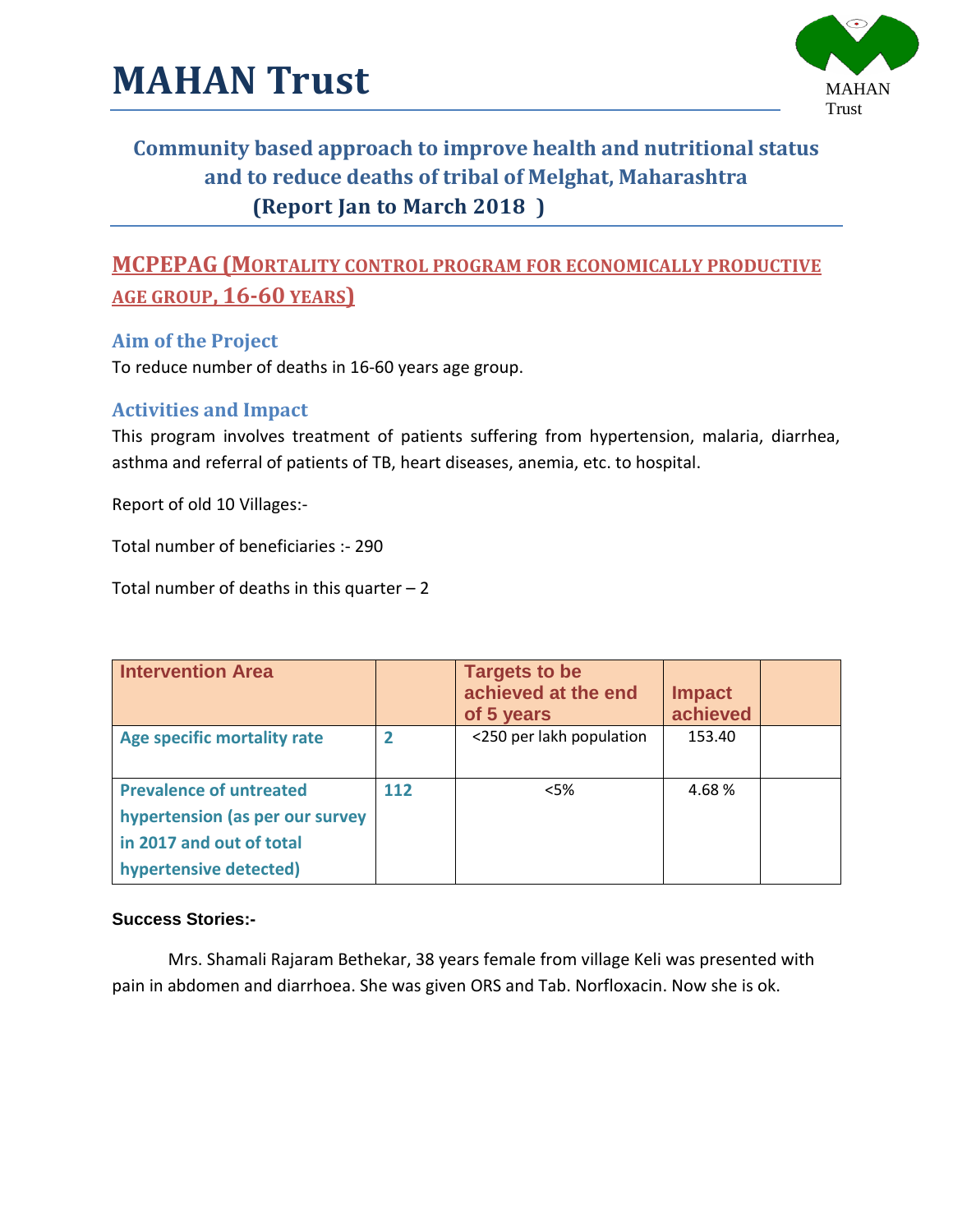# MAHAN Trust

MAHAN Trust

## Community based approach to improve health and nutritional status and to reduce deaths of tribal of Melghat, Maharashtra
## (Report Jan to March 2018 )

## MCPEPAG (MORTALITY CONTROL PROGRAM FOR ECONOMICALLY PRODUCTIVE AGE GROUP, 16-60 YEARS)

### Aim of the Project

To reduce number of deaths in 16-60 years age group.

### Activities and Impact

This program involves treatment of patients suffering from hypertension, malaria, diarrhea, asthma and referral of patients of TB, heart diseases, anemia, etc. to hospital.

Report of old 10 Villages:-

Total number of beneficiaries :- 290

Total number of deaths in this quarter – 2

| Intervention Area | | Targets to be achieved at the end of 5 years | Impact achieved | |
|---|---|---|---|---|
| Age specific mortality rate | 2 | <250 per lakh population | 153.40 | |
| Prevalence of untreated hypertension (as per our survey in 2017 and out of total hypertensive detected) | 112 | <5% | 4.68 % | |

**Success Stories:-**

Mrs. Shamali Rajaram Bethekar, 38 years female from village Keli was presented with pain in abdomen and diarrhoea. She was given ORS and Tab. Norfloxacin. Now she is ok.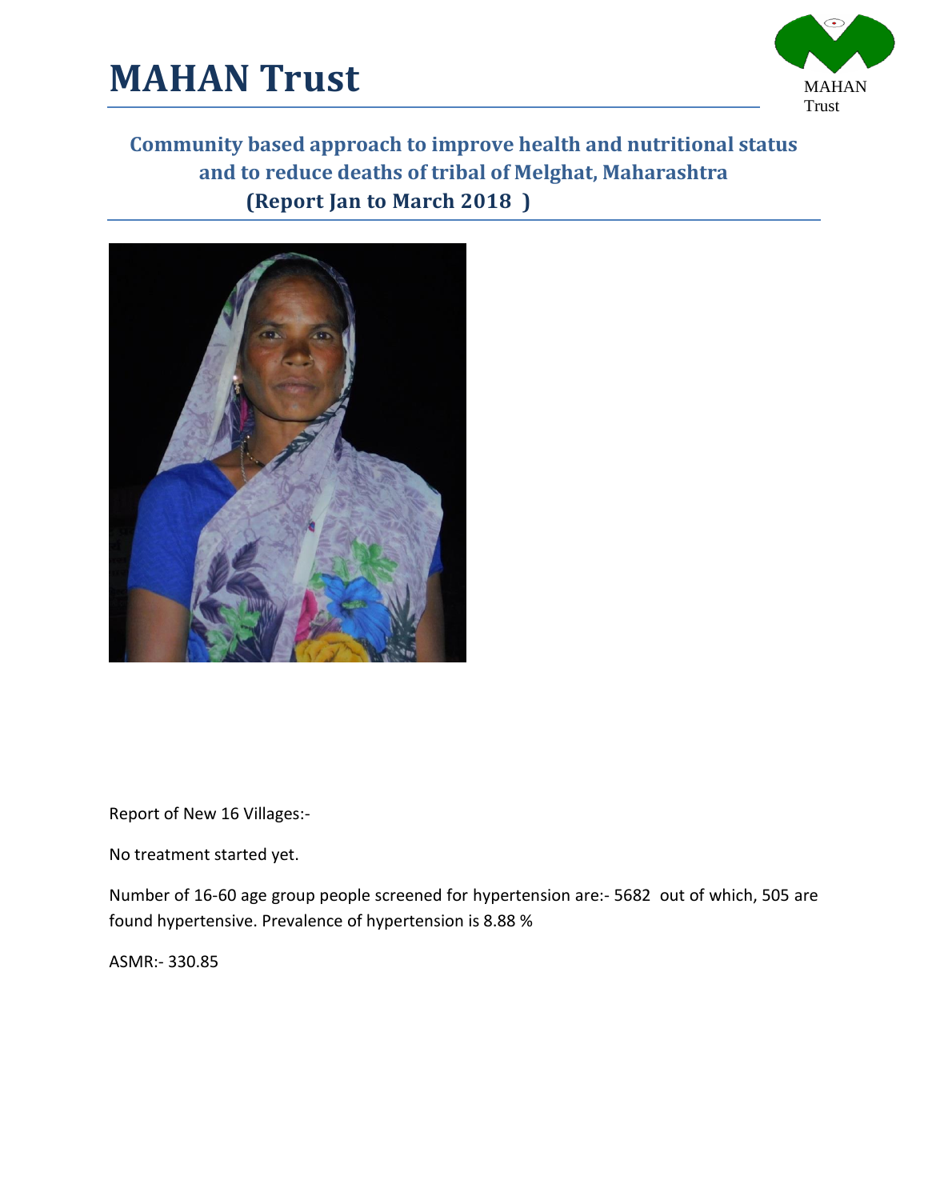# MAHAN Trust

MAHAN
Trust

## Community based approach to improve health and nutritional status and to reduce deaths of tribal of Melghat, Maharashtra
### (Report Jan to March 2018 )

Report of New 16 Villages:-

No treatment started yet.

Number of 16-60 age group people screened for hypertension are:- 5682 out of which, 505 are found hypertensive. Prevalence of hypertension is 8.88 %

ASMR:- 330.85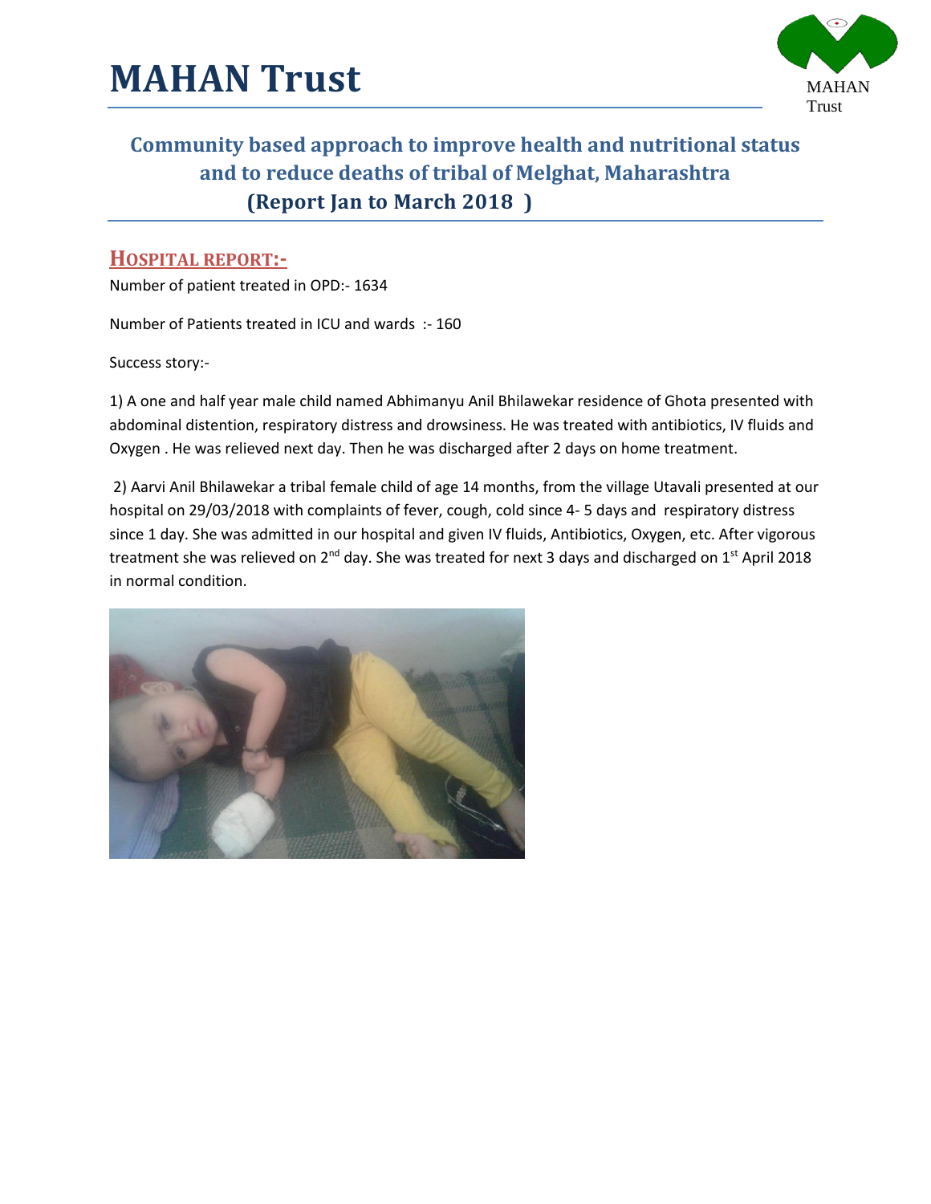# MAHAN Trust

MAHAN
Trust

## Community based approach to improve health and nutritional status and to reduce deaths of tribal of Melghat, Maharashtra
## (Report Jan to March 2018 )

### HOSPITAL REPORT:-

Number of patient treated in OPD:- 1634

Number of Patients treated in ICU and wards :- 160

Success story:-

1) A one and half year male child named Abhimanyu Anil Bhilawekar residence of Ghota presented with abdominal distention, respiratory distress and drowsiness. He was treated with antibiotics, IV fluids and Oxygen . He was relieved next day. Then he was discharged after 2 days on home treatment.

2) Aarvi Anil Bhilawekar a tribal female child of age 14 months, from the village Utavali presented at our hospital on 29/03/2018 with complaints of fever, cough, cold since 4- 5 days and respiratory distress since 1 day. She was admitted in our hospital and given IV fluids, Antibiotics, Oxygen, etc. After vigorous treatment she was relieved on 2nd day. She was treated for next 3 days and discharged on 1st April 2018 in normal condition.